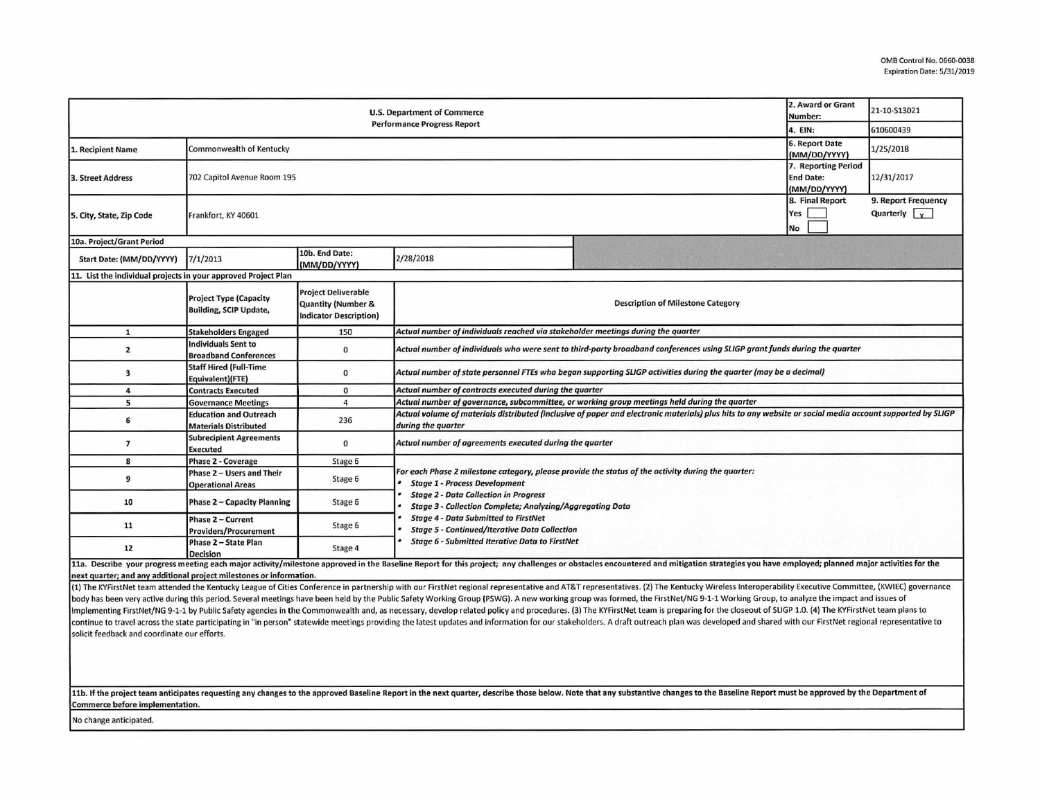OMB Control No. 0660-0038
Expiration Date: 5/31/2019

| U.S. Department of Commerce Performance Progress Report | | | | 2. Award or Grant Number: | 21-10-S13021 |
|---|---|---|---|---|---|
| | | | | 4. EIN: | 610600439 |
| 1. Recipient Name | Commonwealth of Kentucky | | | 6. Report Date (MM/DD/YYYY) | 1/25/2018 |
| 3. Street Address | 702 Capitol Avenue Room 195 | | | 7. Reporting Period End Date: (MM/DD/YYYY) | 12/31/2017 |
| 5. City, State, Zip Code | Frankfort, KY 40601 | | | 8. Final Report Yes [ ] No [ ] | 9. Report Frequency Quarterly [x] |
| 10a. Project/Grant Period | | | | | |
| Start Date: (MM/DD/YYYY) | 7/1/2013 | 10b. End Date: (MM/DD/YYYY) | 2/28/2018 | | |

**11. List the individual projects in your approved Project Plan**

| | Project Type (Capacity Building, SCIP Update, | Project Deliverable Quantity (Number & Indicator Description) | Description of Milestone Category |
|---|---|---|---|
| 1 | Stakeholders Engaged | 150 | *Actual number of individuals reached via stakeholder meetings during the quarter* |
| 2 | Individuals Sent to Broadband Conferences | 0 | *Actual number of individuals who were sent to third-party broadband conferences using SLIGP grant funds during the quarter* |
| 3 | Staff Hired (Full-Time Equivalent)(FTE) | 0 | *Actual number of state personnel FTEs who began supporting SLIGP activities during the quarter (may be a decimal)* |
| 4 | Contracts Executed | 0 | *Actual number of contracts executed during the quarter* |
| 5 | Governance Meetings | 4 | *Actual number of governance, subcommittee, or working group meetings held during the quarter* |
| 6 | Education and Outreach Materials Distributed | 236 | *Actual volume of materials distributed (inclusive of paper and electronic materials) plus hits to any website or social media account supported by SLIGP during the quarter* |
| 7 | Subrecipient Agreements Executed | 0 | *Actual number of agreements executed during the quarter* |
| 8 | Phase 2 - Coverage | Stage 6 | *For each Phase 2 milestone category, please provide the status of the activity during the quarter:* <br>• *Stage 1 - Process Development* <br>• *Stage 2 - Data Collection in Progress* <br>• *Stage 3 - Collection Complete; Analyzing/Aggregating Data* <br>• *Stage 4 - Data Submitted to FirstNet* <br>• *Stage 5 - Continued/Iterative Data Collection* <br>• *Stage 6 - Submitted Iterative Data to FirstNet* |
| 9 | Phase 2 – Users and Their Operational Areas | Stage 6 | |
| 10 | Phase 2 – Capacity Planning | Stage 6 | |
| 11 | Phase 2 – Current Providers/Procurement | Stage 6 | |
| 12 | Phase 2 – State Plan Decision | Stage 4 | |

**11a. Describe your progress meeting each major activity/milestone approved in the Baseline Report for this project; any challenges or obstacles encountered and mitigation strategies you have employed; planned major activities for the next quarter; and any additional project milestones or information.**

(1) The KYFirstNet team attended the Kentucky League of Cities Conference in partnership with our FirstNet regional representative and AT&T representatives. (2) The Kentucky Wireless Interoperability Executive Committee, (KWIEC) governance body has been very active during this period. Several meetings have been held by the Public Safety Working Group (PSWG). A new working group was formed, the FirstNet/NG 9-1-1 Working Group, to analyze the impact and issues of implementing FirstNet/NG 9-1-1 by Public Safety agencies in the Commonwealth and, as necessary, develop related policy and procedures. (3) The KYFirstNet team is preparing for the closeout of SLIGP 1.0. (4) The KYFirstNet team plans to continue to travel across the state participating in "in person" statewide meetings providing the latest updates and information for our stakeholders. A draft outreach plan was developed and shared with our FirstNet regional representative to solicit feedback and coordinate our efforts.

**11b. If the project team anticipates requesting any changes to the approved Baseline Report in the next quarter, describe those below. Note that any substantive changes to the Baseline Report must be approved by the Department of Commerce before implementation.**

No change anticipated.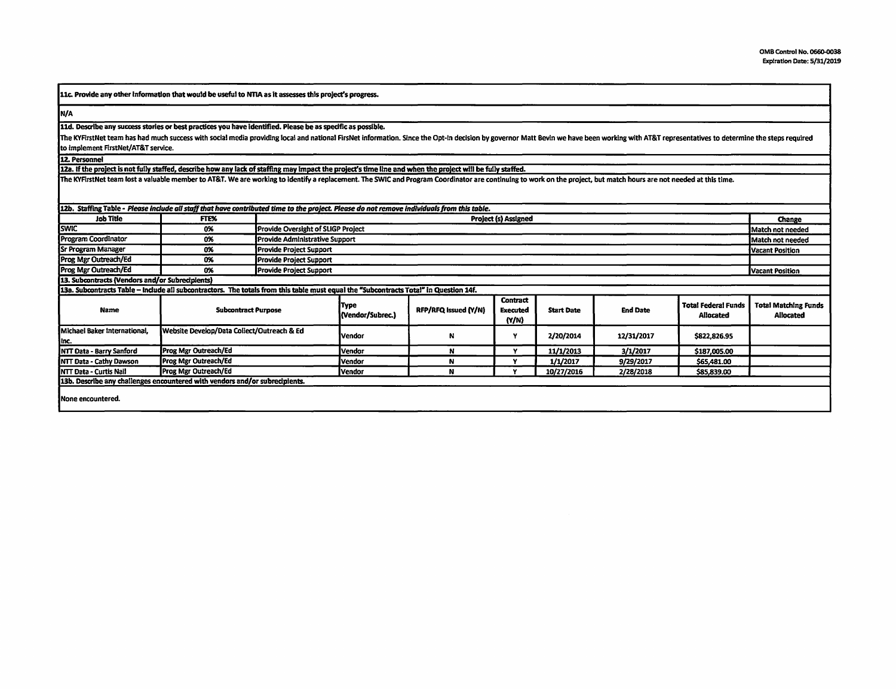**11c. Provide any other information that would be useful to NTIA as it assesses this project's progress.**

N/A

**11d. Describe any success stories or best practices you have identified. Please be as specific as possible.**

The KYFirstNet team has had much success with social media providing local and national FirsNet information. Since the Opt-in decision by governor Matt Bevin we have been working with AT&T representatives to determine the steps required to implement FirstNet/AT&T service.

**12. Personnel**

**12a. If the project is not fully staffed, describe how any lack of staffing may impact the project's time line and when the project will be fully staffed.**

The KYFirstNet team lost a valuable member to AT&T. We are working to identify a replacement. The SWIC and Program Coordinator are continuing to work on the project, but match hours are not needed at this time.

**12b. Staffing Table -** ***Please include all staff that have contributed time to the project. Please do not remove individuals from this table.***

| Job Title | FTE% | Project (s) Assigned | Change |
|---|---|---|---|
| SWIC | 0% | Provide Oversight of SLIGP Project | Match not needed |
| Program Coordinator | 0% | Provide Administrative Support | Match not needed |
| Sr Program Manager | 0% | Provide Project Support | Vacant Position |
| Prog Mgr Outreach/Ed | 0% | Provide Project Support | |
| Prog Mgr Outreach/Ed | 0% | Provide Project Support | Vacant Position |

**13. Subcontracts (Vendors and/or Subrecipients)**

**13a. Subcontracts Table – Include all subcontractors. The totals from this table must equal the "Subcontracts Total" in Question 14f.**

| Name | Subcontract Purpose | Type (Vendor/Subrec.) | RFP/RFQ Issued (Y/N) | Contract Executed (Y/N) | Start Date | End Date | Total Federal Funds Allocated | Total Matching Funds Allocated |
|---|---|---|---|---|---|---|---|---|
| Michael Baker International, Inc. | Website Develop/Data Collect/Outreach & Ed | Vendor | N | Y | 2/20/2014 | 12/31/2017 | $822,826.95 | |
| NTT Data - Barry Sanford | Prog Mgr Outreach/Ed | Vendor | N | Y | 11/1/2013 | 3/1/2017 | $187,005.00 | |
| NTT Data - Cathy Dawson | Prog Mgr Outreach/Ed | Vendor | N | Y | 1/1/2017 | 9/29/2017 | $65,481.00 | |
| NTT Data - Curtis Nail | Prog Mgr Outreach/Ed | Vendor | N | Y | 10/27/2016 | 2/28/2018 | $85,839.00 | |

**13b. Describe any challenges encountered with vendors and/or subrecipients.**

None encountered.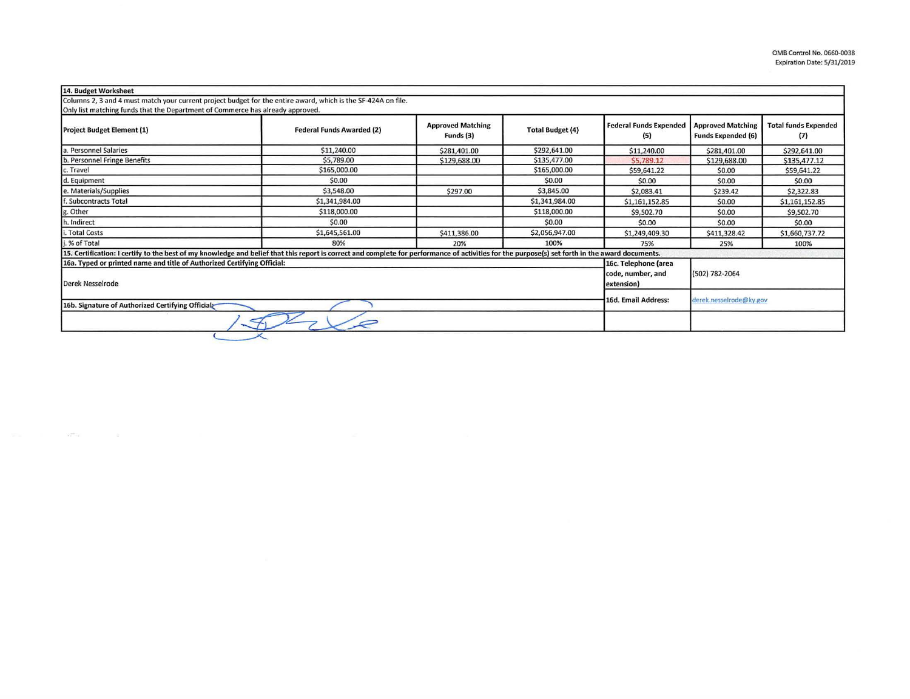OMB Control No. 0660-0038
Expiration Date: 5/31/2019

## 14. Budget Worksheet

Columns 2, 3 and 4 must match your current project budget for the entire award, which is the SF-424A on file.
Only list matching funds that the Department of Commerce has already approved.

| Project Budget Element (1) | Federal Funds Awarded (2) | Approved Matching Funds (3) | Total Budget (4) | Federal Funds Expended (5) | Approved Matching Funds Expended (6) | Total funds Expended (7) |
|---|---|---|---|---|---|---|
| a. Personnel Salaries | $11,240.00 | $281,401.00 | $292,641.00 | $11,240.00 | $281,401.00 | $292,641.00 |
| b. Personnel Fringe Benefits | $5,789.00 | $129,688.00 | $135,477.00 | $5,789.12 | $129,688.00 | $135,477.12 |
| c. Travel | $165,000.00 | | $165,000.00 | $59,641.22 | $0.00 | $59,641.22 |
| d. Equipment | $0.00 | | $0.00 | $0.00 | $0.00 | $0.00 |
| e. Materials/Supplies | $3,548.00 | $297.00 | $3,845.00 | $2,083.41 | $239.42 | $2,322.83 |
| f. Subcontracts Total | $1,341,984.00 | | $1,341,984.00 | $1,161,152.85 | $0.00 | $1,161,152.85 |
| g. Other | $118,000.00 | | $118,000.00 | $9,502.70 | $0.00 | $9,502.70 |
| h. Indirect | $0.00 | | $0.00 | $0.00 | $0.00 | $0.00 |
| i. Total Costs | $1,645,561.00 | $411,386.00 | $2,056,947.00 | $1,249,409.30 | $411,328.42 | $1,660,737.72 |
| j. % of Total | 80% | 20% | 100% | 75% | 25% | 100% |

**15. Certification: I certify to the best of my knowledge and belief that this report is correct and complete for performance of activities for the purpose(s) set forth in the award documents.**

| | | |
|---|---|---|
| **16a. Typed or printed name and title of Authorized Certifying Official:** Derek Nesselrode | **16c. Telephone (area code, number, and extension)** | (502) 782-2064 |
| **16b. Signature of Authorized Certifying Official:** | **16d. Email Address:** | derek.nesselrode@ky.gov |